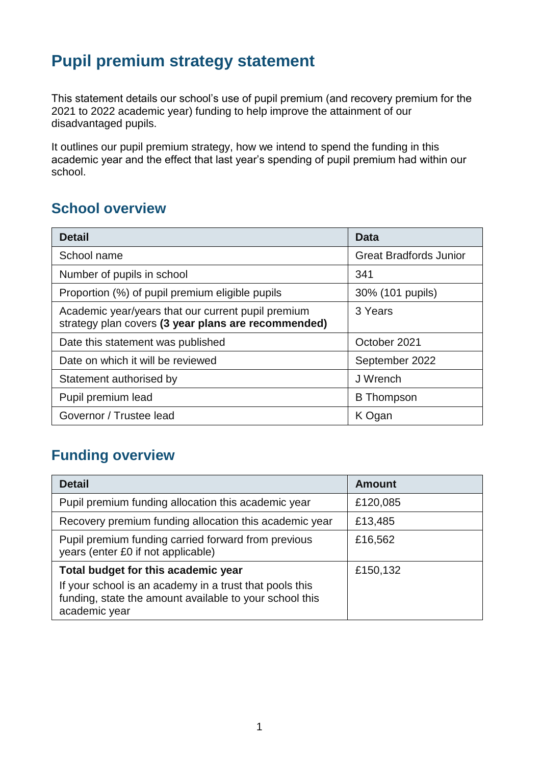# Pupil premium strategy statement

This statement details our school's use of pupil premium (and recovery premium for the 2021 to 2022 academic year) funding to help improve the attainment of our disadvantaged pupils.

It outlines our pupil premium strategy, how we intend to spend the funding in this academic year and the effect that last year's spending of pupil premium had within our school.

## School overview

| Detail | Data |
|---|---|
| School name | Great Bradfords Junior |
| Number of pupils in school | 341 |
| Proportion (%) of pupil premium eligible pupils | 30% (101 pupils) |
| Academic year/years that our current pupil premium strategy plan covers **(3 year plans are recommended)** | 3 Years |
| Date this statement was published | October 2021 |
| Date on which it will be reviewed | September 2022 |
| Statement authorised by | J Wrench |
| Pupil premium lead | B Thompson |
| Governor / Trustee lead | K Ogan |

## Funding overview

| Detail | Amount |
|---|---|
| Pupil premium funding allocation this academic year | £120,085 |
| Recovery premium funding allocation this academic year | £13,485 |
| Pupil premium funding carried forward from previous years (enter £0 if not applicable) | £16,562 |
| **Total budget for this academic year**<br>If your school is an academy in a trust that pools this funding, state the amount available to your school this academic year | £150,132 |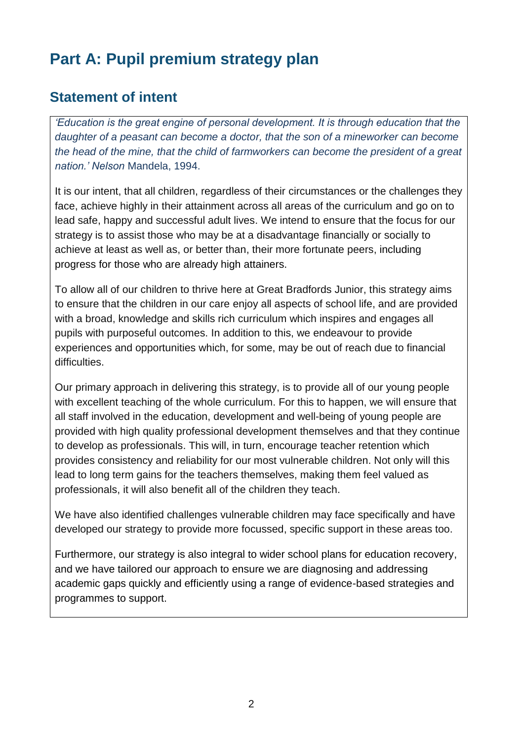# Part A: Pupil premium strategy plan

## Statement of intent

*'Education is the great engine of personal development. It is through education that the daughter of a peasant can become a doctor, that the son of a mineworker can become the head of the mine, that the child of farmworkers can become the president of a great nation.' Nelson* Mandela, 1994.

It is our intent, that all children, regardless of their circumstances or the challenges they face, achieve highly in their attainment across all areas of the curriculum and go on to lead safe, happy and successful adult lives. We intend to ensure that the focus for our strategy is to assist those who may be at a disadvantage financially or socially to achieve at least as well as, or better than, their more fortunate peers, including progress for those who are already high attainers.

To allow all of our children to thrive here at Great Bradfords Junior, this strategy aims to ensure that the children in our care enjoy all aspects of school life, and are provided with a broad, knowledge and skills rich curriculum which inspires and engages all pupils with purposeful outcomes. In addition to this, we endeavour to provide experiences and opportunities which, for some, may be out of reach due to financial difficulties.

Our primary approach in delivering this strategy, is to provide all of our young people with excellent teaching of the whole curriculum. For this to happen, we will ensure that all staff involved in the education, development and well-being of young people are provided with high quality professional development themselves and that they continue to develop as professionals. This will, in turn, encourage teacher retention which provides consistency and reliability for our most vulnerable children. Not only will this lead to long term gains for the teachers themselves, making them feel valued as professionals, it will also benefit all of the children they teach.

We have also identified challenges vulnerable children may face specifically and have developed our strategy to provide more focussed, specific support in these areas too.

Furthermore, our strategy is also integral to wider school plans for education recovery, and we have tailored our approach to ensure we are diagnosing and addressing academic gaps quickly and efficiently using a range of evidence-based strategies and programmes to support.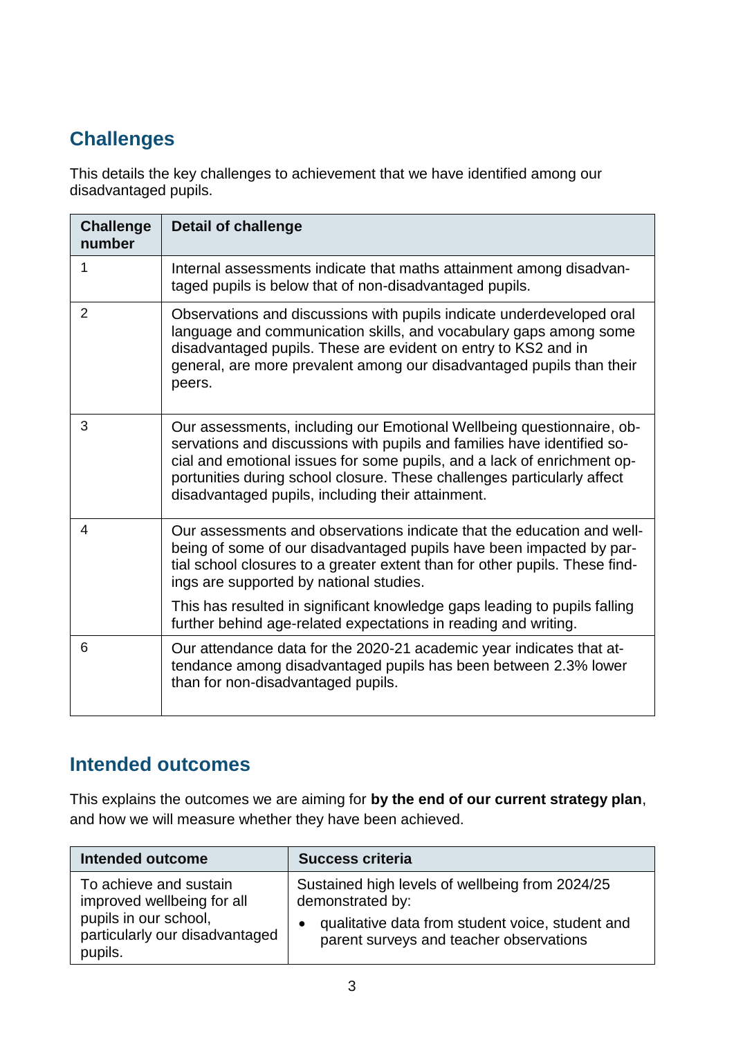## Challenges

This details the key challenges to achievement that we have identified among our disadvantaged pupils.

| Challenge number | Detail of challenge |
| --- | --- |
| 1 | Internal assessments indicate that maths attainment among disadvantaged pupils is below that of non-disadvantaged pupils. |
| 2 | Observations and discussions with pupils indicate underdeveloped oral language and communication skills, and vocabulary gaps among some disadvantaged pupils. These are evident on entry to KS2 and in general, are more prevalent among our disadvantaged pupils than their peers. |
| 3 | Our assessments, including our Emotional Wellbeing questionnaire, observations and discussions with pupils and families have identified social and emotional issues for some pupils, and a lack of enrichment opportunities during school closure. These challenges particularly affect disadvantaged pupils, including their attainment. |
| 4 | Our assessments and observations indicate that the education and wellbeing of some of our disadvantaged pupils have been impacted by partial school closures to a greater extent than for other pupils. These findings are supported by national studies.<br><br>This has resulted in significant knowledge gaps leading to pupils falling further behind age-related expectations in reading and writing. |
| 6 | Our attendance data for the 2020-21 academic year indicates that attendance among disadvantaged pupils has been between 2.3% lower than for non-disadvantaged pupils. |

## Intended outcomes

This explains the outcomes we are aiming for **by the end of our current strategy plan**, and how we will measure whether they have been achieved.

| Intended outcome | Success criteria |
| --- | --- |
| To achieve and sustain improved wellbeing for all pupils in our school, particularly our disadvantaged pupils. | Sustained high levels of wellbeing from 2024/25 demonstrated by:<br>• qualitative data from student voice, student and parent surveys and teacher observations |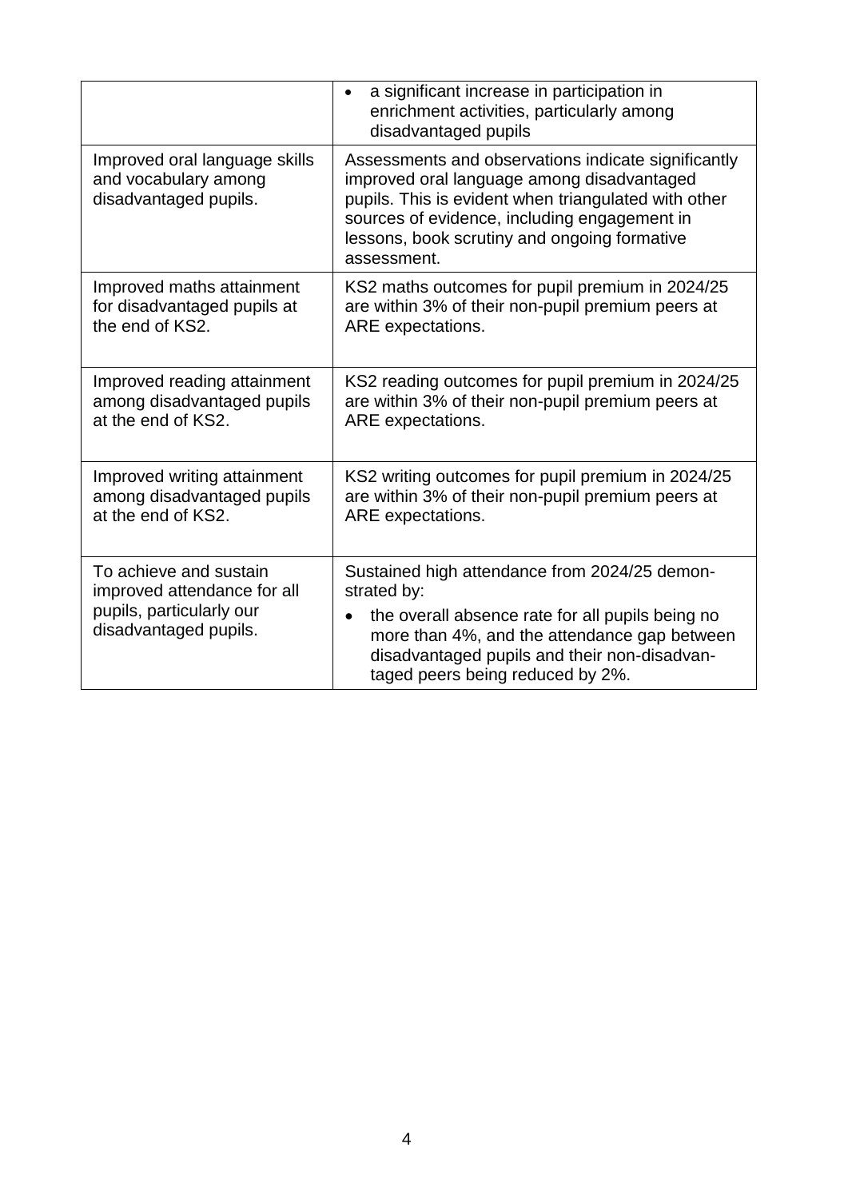| | |
|---|---|
| | • a significant increase in participation in enrichment activities, particularly among disadvantaged pupils |
| Improved oral language skills and vocabulary among disadvantaged pupils. | Assessments and observations indicate significantly improved oral language among disadvantaged pupils. This is evident when triangulated with other sources of evidence, including engagement in lessons, book scrutiny and ongoing formative assessment. |
| Improved maths attainment for disadvantaged pupils at the end of KS2. | KS2 maths outcomes for pupil premium in 2024/25 are within 3% of their non-pupil premium peers at ARE expectations. |
| Improved reading attainment among disadvantaged pupils at the end of KS2. | KS2 reading outcomes for pupil premium in 2024/25 are within 3% of their non-pupil premium peers at ARE expectations. |
| Improved writing attainment among disadvantaged pupils at the end of KS2. | KS2 writing outcomes for pupil premium in 2024/25 are within 3% of their non-pupil premium peers at ARE expectations. |
| To achieve and sustain improved attendance for all pupils, particularly our disadvantaged pupils. | Sustained high attendance from 2024/25 demonstrated by: <br> • the overall absence rate for all pupils being no more than 4%, and the attendance gap between disadvantaged pupils and their non-disadvantaged peers being reduced by 2%. |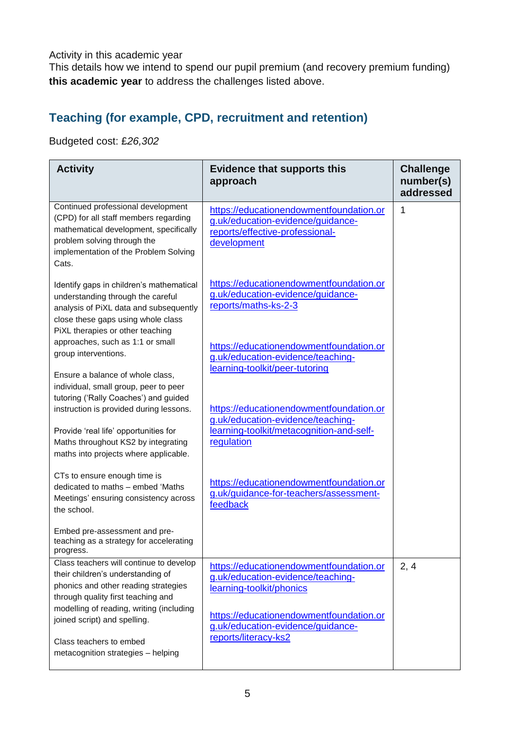Activity in this academic year

This details how we intend to spend our pupil premium (and recovery premium funding) **this academic year** to address the challenges listed above.

## Teaching (for example, CPD, recruitment and retention)

Budgeted cost: £*26,302*

| Activity | Evidence that supports this approach | Challenge number(s) addressed |
|---|---|---|
| Continued professional development (CPD) for all staff members regarding mathematical development, specifically problem solving through the implementation of the Problem Solving Cats.<br><br>Identify gaps in children's mathematical understanding through the careful analysis of PiXL data and subsequently close these gaps using whole class PiXL therapies or other teaching approaches, such as 1:1 or small group interventions.<br><br>Ensure a balance of whole class, individual, small group, peer to peer tutoring ('Rally Coaches') and guided instruction is provided during lessons.<br><br>Provide 'real life' opportunities for Maths throughout KS2 by integrating maths into projects where applicable.<br><br>CTs to ensure enough time is dedicated to maths – embed 'Maths Meetings' ensuring consistency across the school.<br><br>Embed pre-assessment and pre-teaching as a strategy for accelerating progress. | https://educationendowmentfoundation.org.uk/education-evidence/guidance-reports/effective-professional-development<br><br>https://educationendowmentfoundation.org.uk/education-evidence/guidance-reports/maths-ks-2-3<br><br>https://educationendowmentfoundation.org.uk/education-evidence/teaching-learning-toolkit/peer-tutoring<br><br>https://educationendowmentfoundation.org.uk/education-evidence/teaching-learning-toolkit/metacognition-and-self-regulation<br><br>https://educationendowmentfoundation.org.uk/guidance-for-teachers/assessment-feedback | 1 |
| Class teachers will continue to develop their children's understanding of phonics and other reading strategies through quality first teaching and modelling of reading, writing (including joined script) and spelling.<br><br>Class teachers to embed metacognition strategies – helping | https://educationendowmentfoundation.org.uk/education-evidence/teaching-learning-toolkit/phonics<br><br>https://educationendowmentfoundation.org.uk/education-evidence/guidance-reports/literacy-ks2 | 2, 4 |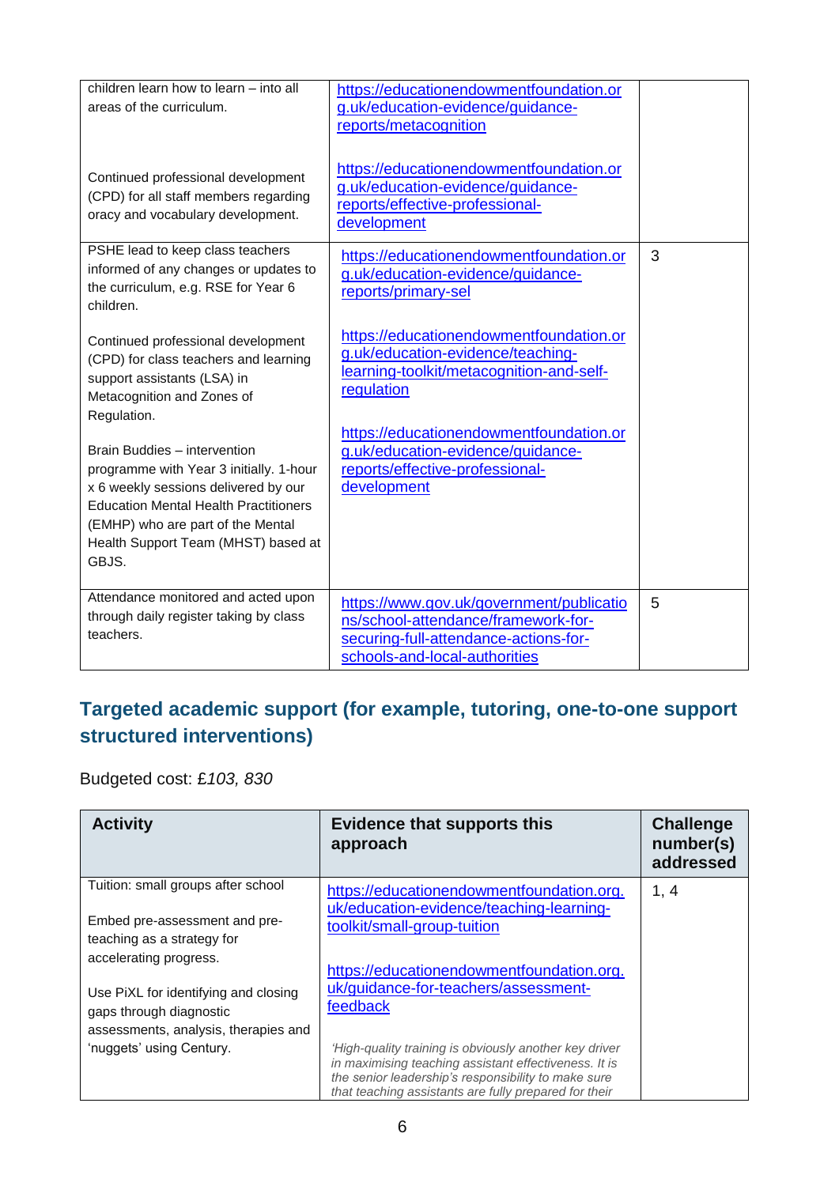| | | |
|---|---|---|
| children learn how to learn – into all areas of the curriculum.<br><br>Continued professional development (CPD) for all staff members regarding oracy and vocabulary development. | https://educationendowmentfoundation.org.uk/education-evidence/guidance-reports/metacognition<br><br>https://educationendowmentfoundation.org.uk/education-evidence/guidance-reports/effective-professional-development | |
| PSHE lead to keep class teachers informed of any changes or updates to the curriculum, e.g. RSE for Year 6 children.<br><br>Continued professional development (CPD) for class teachers and learning support assistants (LSA) in Metacognition and Zones of Regulation.<br><br>Brain Buddies – intervention programme with Year 3 initially. 1-hour x 6 weekly sessions delivered by our Education Mental Health Practitioners (EMHP) who are part of the Mental Health Support Team (MHST) based at GBJS. | https://educationendowmentfoundation.org.uk/education-evidence/guidance-reports/primary-sel<br><br>https://educationendowmentfoundation.org.uk/education-evidence/teaching-learning-toolkit/metacognition-and-self-regulation<br><br>https://educationendowmentfoundation.org.uk/education-evidence/guidance-reports/effective-professional-development | 3 |
| Attendance monitored and acted upon through daily register taking by class teachers. | https://www.gov.uk/government/publications/school-attendance/framework-for-securing-full-attendance-actions-for-schools-and-local-authorities | 5 |

## Targeted academic support (for example, tutoring, one-to-one support structured interventions)

Budgeted cost: £*103, 830*

| Activity | Evidence that supports this approach | Challenge number(s) addressed |
|---|---|---|
| Tuition: small groups after school<br><br>Embed pre-assessment and pre-teaching as a strategy for accelerating progress.<br><br>Use PiXL for identifying and closing gaps through diagnostic assessments, analysis, therapies and 'nuggets' using Century. | https://educationendowmentfoundation.org.uk/education-evidence/teaching-learning-toolkit/small-group-tuition<br><br>https://educationendowmentfoundation.org.uk/guidance-for-teachers/assessment-feedback<br><br>*'High-quality training is obviously another key driver in maximising teaching assistant effectiveness. It is the senior leadership's responsibility to make sure that teaching assistants are fully prepared for their* | 1, 4 |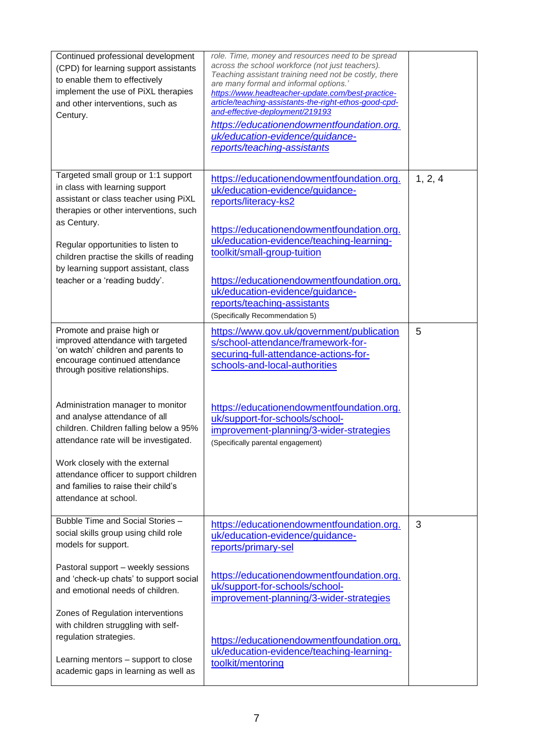| | | |
|---|---|---|
| Continued professional development (CPD) for learning support assistants to enable them to effectively implement the use of PiXL therapies and other interventions, such as Century. | *role. Time, money and resources need to be spread across the school workforce (not just teachers). Teaching assistant training need not be costly, there are many formal and informal options.'* *https://www.headteacher-update.com/best-practice-article/teaching-assistants-the-right-ethos-good-cpd-and-effective-deployment/219193* *https://educationendowmentfoundation.org.uk/education-evidence/guidance-reports/teaching-assistants* | |
| Targeted small group or 1:1 support in class with learning support assistant or class teacher using PiXL therapies or other interventions, such as Century.<br><br>Regular opportunities to listen to children practise the skills of reading by learning support assistant, class teacher or a 'reading buddy'. | https://educationendowmentfoundation.org.uk/education-evidence/guidance-reports/literacy-ks2<br><br>https://educationendowmentfoundation.org.uk/education-evidence/teaching-learning-toolkit/small-group-tuition<br><br>https://educationendowmentfoundation.org.uk/education-evidence/guidance-reports/teaching-assistants<br>(Specifically Recommendation 5) | 1, 2, 4 |
| Promote and praise high or improved attendance with targeted 'on watch' children and parents to encourage continued attendance through positive relationships.<br><br>Administration manager to monitor and analyse attendance of all children. Children falling below a 95% attendance rate will be investigated.<br><br>Work closely with the external attendance officer to support children and families to raise their child's attendance at school. | https://www.gov.uk/government/publications/school-attendance/framework-for-securing-full-attendance-actions-for-schools-and-local-authorities<br><br>https://educationendowmentfoundation.org.uk/support-for-schools/school-improvement-planning/3-wider-strategies<br>(Specifically parental engagement) | 5 |
| Bubble Time and Social Stories – social skills group using child role models for support.<br><br>Pastoral support – weekly sessions and 'check-up chats' to support social and emotional needs of children.<br><br>Zones of Regulation interventions with children struggling with self-regulation strategies.<br><br>Learning mentors – support to close academic gaps in learning as well as | https://educationendowmentfoundation.org.uk/education-evidence/guidance-reports/primary-sel<br><br>https://educationendowmentfoundation.org.uk/support-for-schools/school-improvement-planning/3-wider-strategies<br><br>https://educationendowmentfoundation.org.uk/education-evidence/teaching-learning-toolkit/mentoring | 3 |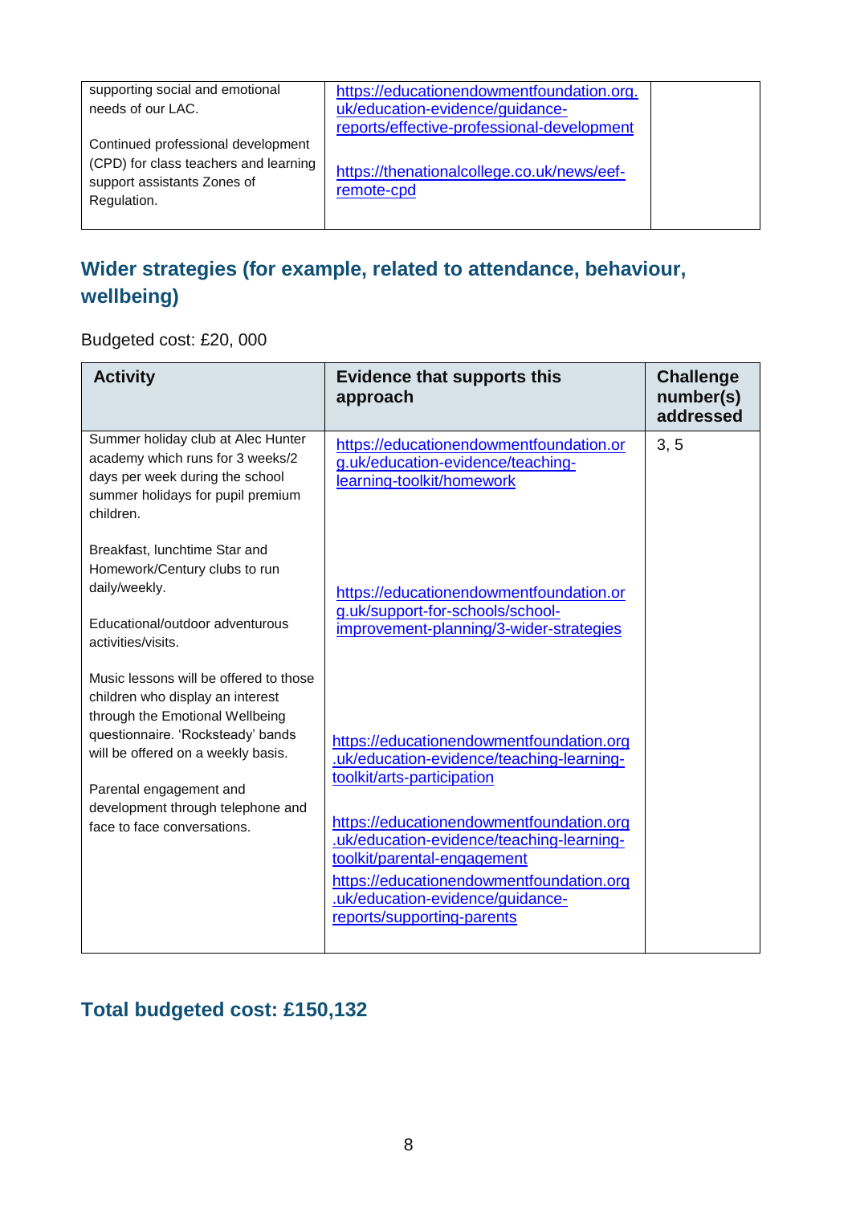| | | |
|---|---|---|
| supporting social and emotional needs of our LAC.<br><br>Continued professional development (CPD) for class teachers and learning support assistants Zones of Regulation. | https://educationendowmentfoundation.org.uk/education-evidence/guidance-reports/effective-professional-development<br><br>https://thenationalcollege.co.uk/news/eef-remote-cpd | |

## Wider strategies (for example, related to attendance, behaviour, wellbeing)

Budgeted cost: £20, 000

| Activity | Evidence that supports this approach | Challenge number(s) addressed |
|---|---|---|
| Summer holiday club at Alec Hunter academy which runs for 3 weeks/2 days per week during the school summer holidays for pupil premium children.<br><br>Breakfast, lunchtime Star and Homework/Century clubs to run daily/weekly.<br><br>Educational/outdoor adventurous activities/visits.<br><br>Music lessons will be offered to those children who display an interest through the Emotional Wellbeing questionnaire. 'Rocksteady' bands will be offered on a weekly basis.<br><br>Parental engagement and development through telephone and face to face conversations. | https://educationendowmentfoundation.org.uk/education-evidence/teaching-learning-toolkit/homework<br><br>https://educationendowmentfoundation.org.uk/support-for-schools/school-improvement-planning/3-wider-strategies<br><br>https://educationendowmentfoundation.org.uk/education-evidence/teaching-learning-toolkit/arts-participation<br><br>https://educationendowmentfoundation.org.uk/education-evidence/teaching-learning-toolkit/parental-engagement<br>https://educationendowmentfoundation.org.uk/education-evidence/guidance-reports/supporting-parents | 3, 5 |

## Total budgeted cost: £150,132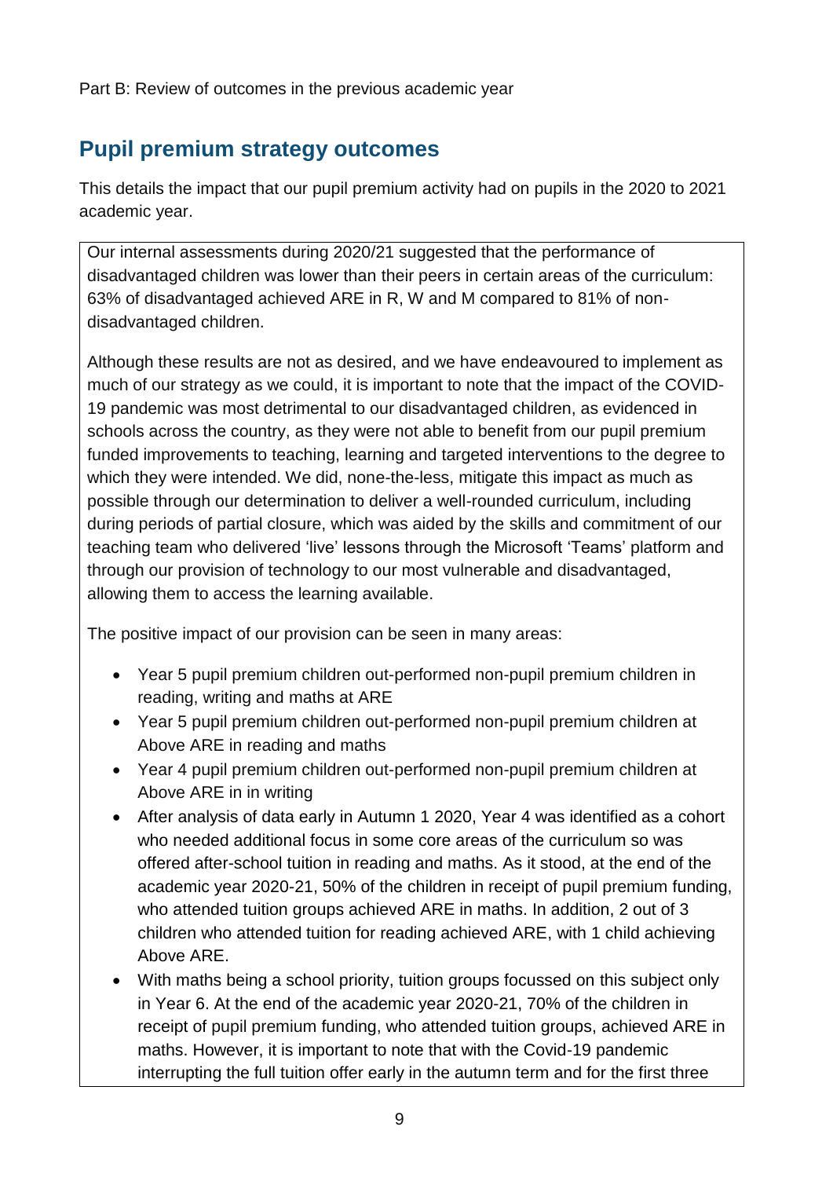Part B: Review of outcomes in the previous academic year

## Pupil premium strategy outcomes

This details the impact that our pupil premium activity had on pupils in the 2020 to 2021 academic year.

Our internal assessments during 2020/21 suggested that the performance of disadvantaged children was lower than their peers in certain areas of the curriculum: 63% of disadvantaged achieved ARE in R, W and M compared to 81% of non-disadvantaged children.

Although these results are not as desired, and we have endeavoured to implement as much of our strategy as we could, it is important to note that the impact of the COVID-19 pandemic was most detrimental to our disadvantaged children, as evidenced in schools across the country, as they were not able to benefit from our pupil premium funded improvements to teaching, learning and targeted interventions to the degree to which they were intended. We did, none-the-less, mitigate this impact as much as possible through our determination to deliver a well-rounded curriculum, including during periods of partial closure, which was aided by the skills and commitment of our teaching team who delivered 'live' lessons through the Microsoft 'Teams' platform and through our provision of technology to our most vulnerable and disadvantaged, allowing them to access the learning available.

The positive impact of our provision can be seen in many areas:

- Year 5 pupil premium children out-performed non-pupil premium children in reading, writing and maths at ARE
- Year 5 pupil premium children out-performed non-pupil premium children at Above ARE in reading and maths
- Year 4 pupil premium children out-performed non-pupil premium children at Above ARE in in writing
- After analysis of data early in Autumn 1 2020, Year 4 was identified as a cohort who needed additional focus in some core areas of the curriculum so was offered after-school tuition in reading and maths. As it stood, at the end of the academic year 2020-21, 50% of the children in receipt of pupil premium funding, who attended tuition groups achieved ARE in maths. In addition, 2 out of 3 children who attended tuition for reading achieved ARE, with 1 child achieving Above ARE.
- With maths being a school priority, tuition groups focussed on this subject only in Year 6. At the end of the academic year 2020-21, 70% of the children in receipt of pupil premium funding, who attended tuition groups, achieved ARE in maths. However, it is important to note that with the Covid-19 pandemic interrupting the full tuition offer early in the autumn term and for the first three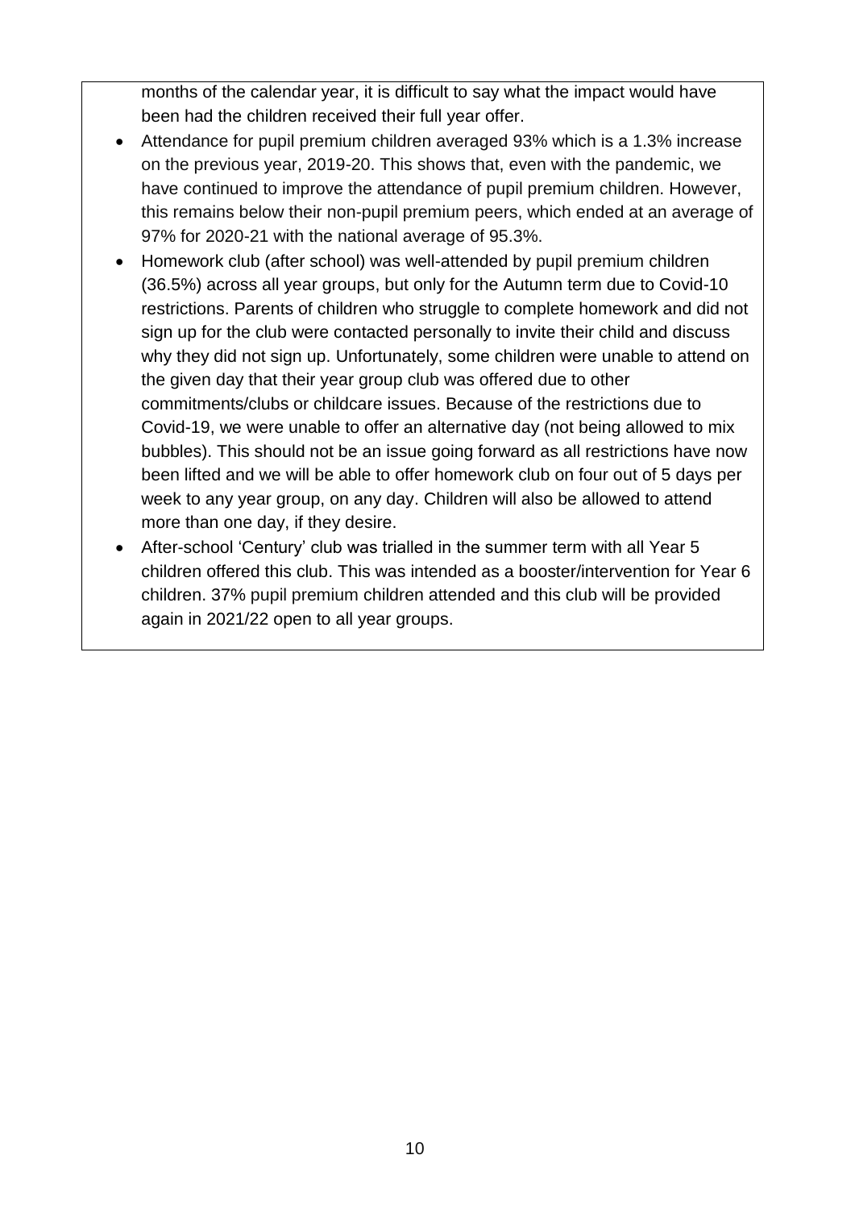months of the calendar year, it is difficult to say what the impact would have been had the children received their full year offer.

- Attendance for pupil premium children averaged 93% which is a 1.3% increase on the previous year, 2019-20. This shows that, even with the pandemic, we have continued to improve the attendance of pupil premium children. However, this remains below their non-pupil premium peers, which ended at an average of 97% for 2020-21 with the national average of 95.3%.
- Homework club (after school) was well-attended by pupil premium children (36.5%) across all year groups, but only for the Autumn term due to Covid-10 restrictions. Parents of children who struggle to complete homework and did not sign up for the club were contacted personally to invite their child and discuss why they did not sign up. Unfortunately, some children were unable to attend on the given day that their year group club was offered due to other commitments/clubs or childcare issues. Because of the restrictions due to Covid-19, we were unable to offer an alternative day (not being allowed to mix bubbles). This should not be an issue going forward as all restrictions have now been lifted and we will be able to offer homework club on four out of 5 days per week to any year group, on any day. Children will also be allowed to attend more than one day, if they desire.
- After-school 'Century' club was trialled in the summer term with all Year 5 children offered this club. This was intended as a booster/intervention for Year 6 children. 37% pupil premium children attended and this club will be provided again in 2021/22 open to all year groups.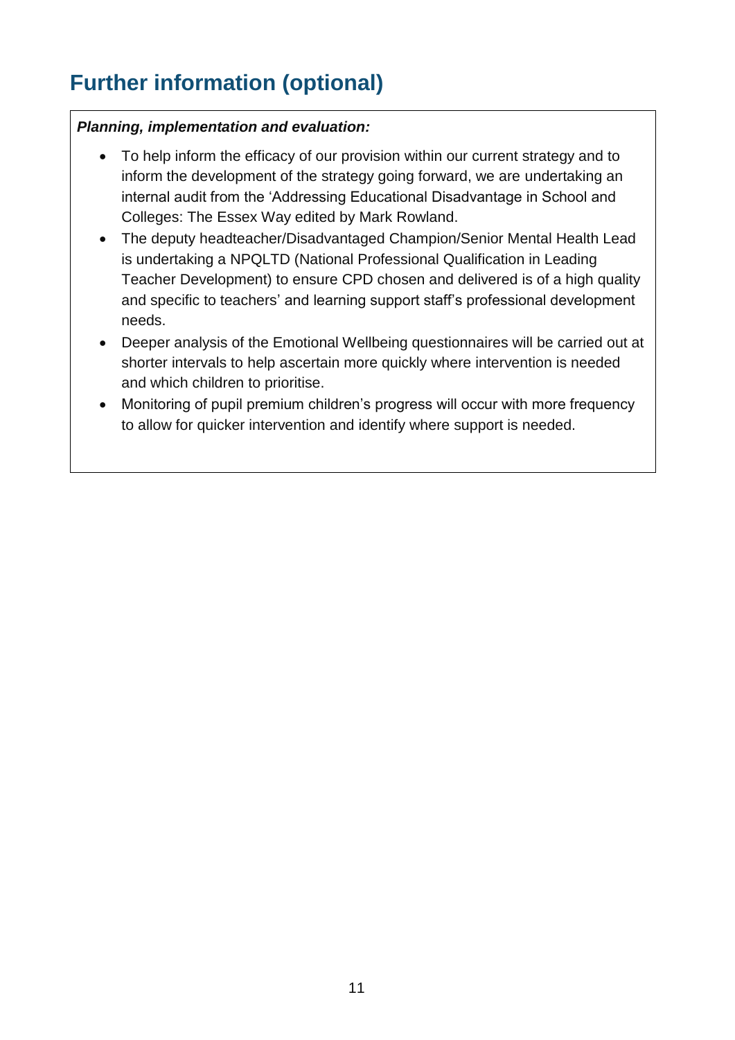## Further information (optional)

***Planning, implementation and evaluation:***

- To help inform the efficacy of our provision within our current strategy and to inform the development of the strategy going forward, we are undertaking an internal audit from the 'Addressing Educational Disadvantage in School and Colleges: The Essex Way edited by Mark Rowland.
- The deputy headteacher/Disadvantaged Champion/Senior Mental Health Lead is undertaking a NPQLTD (National Professional Qualification in Leading Teacher Development) to ensure CPD chosen and delivered is of a high quality and specific to teachers' and learning support staff's professional development needs.
- Deeper analysis of the Emotional Wellbeing questionnaires will be carried out at shorter intervals to help ascertain more quickly where intervention is needed and which children to prioritise.
- Monitoring of pupil premium children's progress will occur with more frequency to allow for quicker intervention and identify where support is needed.